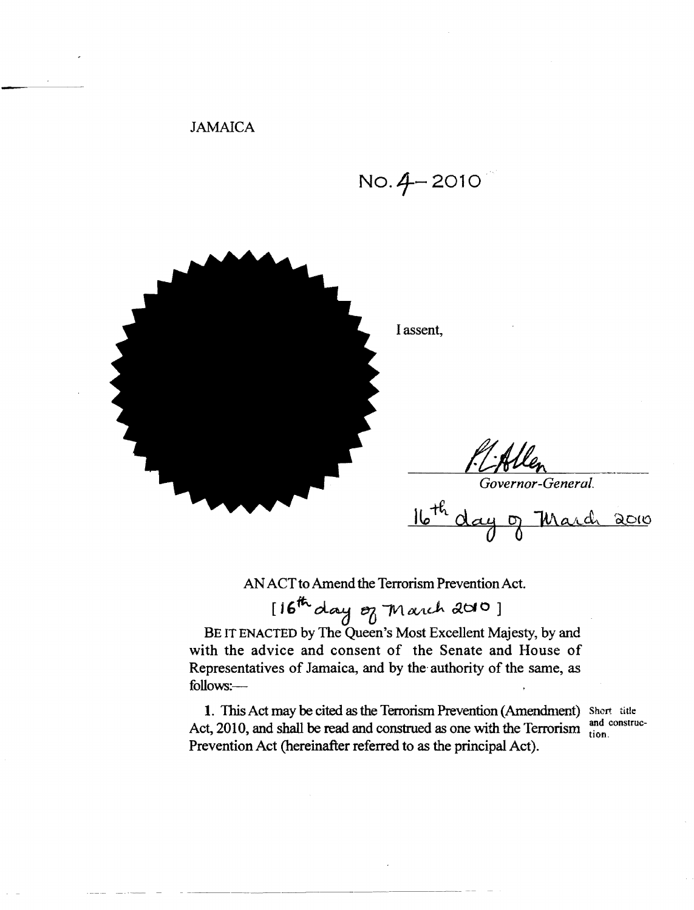JAMAICA

No. 4– 2010

I assent,

*P. Allen*

*Governor-General.*

16th day of March 2010

AN ACT to Amend the Terrorism Prevention Act.

[16th day of March 2010 ]

BE IT ENACTED by The Queen's Most Excellent Majesty, by and with the advice and consent of the Senate and House of Representatives of Jamaica, and by the authority of the same, as follows:—

**1.** This Act may be cited as the Terrorism Prevention (Amendment) Act, 2010, and shall be read and construed as one with the Terrorism Prevention Act (hereinafter referred to as the principal Act). Short title and construction.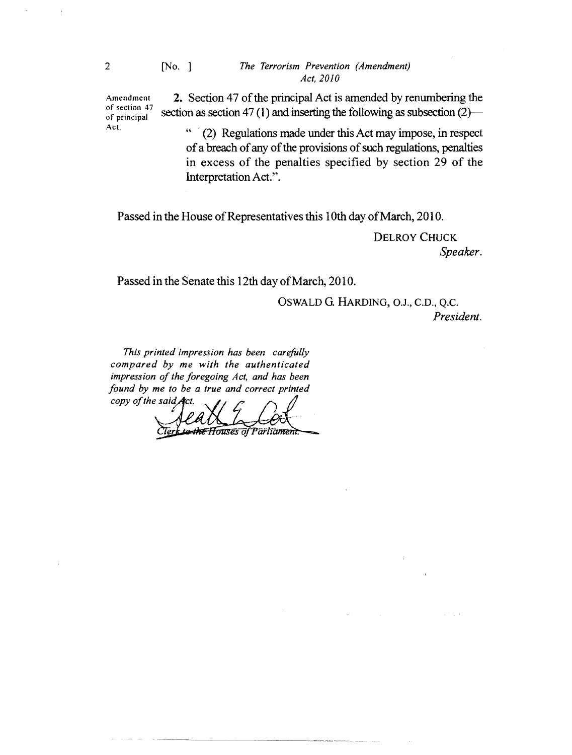Amendment of section 47 of principal Act.

**2.** Section 47 of the principal Act is amended by renumbering the section as section 47 (1) and inserting the following as subsection (2)—

> " (2) Regulations made under this Act may impose, in respect of a breach of any of the provisions of such regulations, penalties in excess of the penalties specified by section 29 of the Interpretation Act.".

Passed in the House of Representatives this 10th day of March, 2010.

DELROY CHUCK
*Speaker.*

Passed in the Senate this 12th day of March, 2010.

OSWALD G. HARDING, O.J., C.D., Q.C.
*President.*

*This printed impression has been carefully compared by me with the authenticated impression of the foregoing Act, and has been found by me to be a true and correct printed copy of the said Act.*

*Clerk to the Houses of Parliament.*